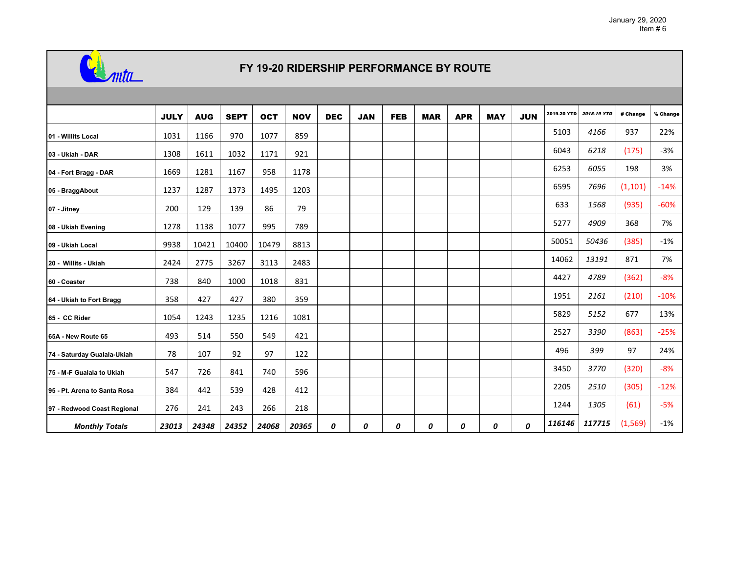January 29, 2020
Item # 6

# FY 19-20 RIDERSHIP PERFORMANCE BY ROUTE

| | JULY | AUG | SEPT | OCT | NOV | DEC | JAN | FEB | MAR | APR | MAY | JUN | 2019-20 YTD | *2018-19 YTD* | # Change | % Change |
|---|---|---|---|---|---|---|---|---|---|---|---|---|---|---|---|---|
| **01 - Willits Local** | 1031 | 1166 | 970 | 1077 | 859 | | | | | | | | 5103 | *4166* | 937 | 22% |
| **03 - Ukiah - DAR** | 1308 | 1611 | 1032 | 1171 | 921 | | | | | | | | 6043 | *6218* | (175) | -3% |
| **04 - Fort Bragg - DAR** | 1669 | 1281 | 1167 | 958 | 1178 | | | | | | | | 6253 | *6055* | 198 | 3% |
| **05 - BraggAbout** | 1237 | 1287 | 1373 | 1495 | 1203 | | | | | | | | 6595 | *7696* | (1,101) | -14% |
| **07 - Jitney** | 200 | 129 | 139 | 86 | 79 | | | | | | | | 633 | *1568* | (935) | -60% |
| **08 - Ukiah Evening** | 1278 | 1138 | 1077 | 995 | 789 | | | | | | | | 5277 | *4909* | 368 | 7% |
| **09 - Ukiah Local** | 9938 | 10421 | 10400 | 10479 | 8813 | | | | | | | | 50051 | *50436* | (385) | -1% |
| **20 - Willits - Ukiah** | 2424 | 2775 | 3267 | 3113 | 2483 | | | | | | | | 14062 | *13191* | 871 | 7% |
| **60 - Coaster** | 738 | 840 | 1000 | 1018 | 831 | | | | | | | | 4427 | *4789* | (362) | -8% |
| **64 - Ukiah to Fort Bragg** | 358 | 427 | 427 | 380 | 359 | | | | | | | | 1951 | *2161* | (210) | -10% |
| **65 - CC Rider** | 1054 | 1243 | 1235 | 1216 | 1081 | | | | | | | | 5829 | *5152* | 677 | 13% |
| **65A - New Route 65** | 493 | 514 | 550 | 549 | 421 | | | | | | | | 2527 | *3390* | (863) | -25% |
| **74 - Saturday Gualala-Ukiah** | 78 | 107 | 92 | 97 | 122 | | | | | | | | 496 | *399* | 97 | 24% |
| **75 - M-F Gualala to Ukiah** | 547 | 726 | 841 | 740 | 596 | | | | | | | | 3450 | *3770* | (320) | -8% |
| **95 - Pt. Arena to Santa Rosa** | 384 | 442 | 539 | 428 | 412 | | | | | | | | 2205 | *2510* | (305) | -12% |
| **97 - Redwood Coast Regional** | 276 | 241 | 243 | 266 | 218 | | | | | | | | 1244 | *1305* | (61) | -5% |
| ***Monthly Totals*** | ***23013*** | ***24348*** | ***24352*** | ***24068*** | ***20365*** | ***0*** | ***0*** | ***0*** | ***0*** | ***0*** | ***0*** | ***0*** | ***116146*** | ***117715*** | (1,569) | -1% |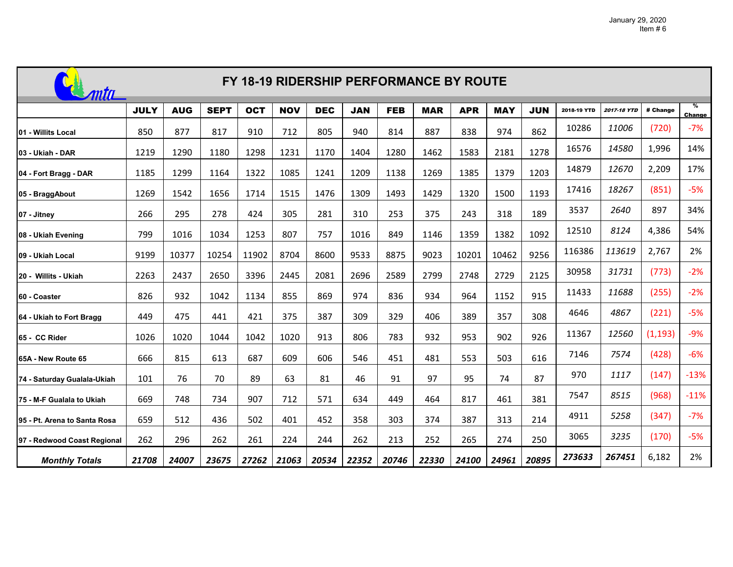January 29, 2020
Item # 6

# FY 18-19 RIDERSHIP PERFORMANCE BY ROUTE

| | JULY | AUG | SEPT | OCT | NOV | DEC | JAN | FEB | MAR | APR | MAY | JUN | 2018-19 YTD | *2017-18 YTD* | # Change | % Change |
|---|---|---|---|---|---|---|---|---|---|---|---|---|---|---|---|---|
| 01 - Willits Local | 850 | 877 | 817 | 910 | 712 | 805 | 940 | 814 | 887 | 838 | 974 | 862 | 10286 | *11006* | (720) | -7% |
| 03 - Ukiah - DAR | 1219 | 1290 | 1180 | 1298 | 1231 | 1170 | 1404 | 1280 | 1462 | 1583 | 2181 | 1278 | 16576 | *14580* | 1,996 | 14% |
| 04 - Fort Bragg - DAR | 1185 | 1299 | 1164 | 1322 | 1085 | 1241 | 1209 | 1138 | 1269 | 1385 | 1379 | 1203 | 14879 | *12670* | 2,209 | 17% |
| 05 - BraggAbout | 1269 | 1542 | 1656 | 1714 | 1515 | 1476 | 1309 | 1493 | 1429 | 1320 | 1500 | 1193 | 17416 | *18267* | (851) | -5% |
| 07 - Jitney | 266 | 295 | 278 | 424 | 305 | 281 | 310 | 253 | 375 | 243 | 318 | 189 | 3537 | *2640* | 897 | 34% |
| 08 - Ukiah Evening | 799 | 1016 | 1034 | 1253 | 807 | 757 | 1016 | 849 | 1146 | 1359 | 1382 | 1092 | 12510 | *8124* | 4,386 | 54% |
| 09 - Ukiah Local | 9199 | 10377 | 10254 | 11902 | 8704 | 8600 | 9533 | 8875 | 9023 | 10201 | 10462 | 9256 | 116386 | *113619* | 2,767 | 2% |
| 20 - Willits - Ukiah | 2263 | 2437 | 2650 | 3396 | 2445 | 2081 | 2696 | 2589 | 2799 | 2748 | 2729 | 2125 | 30958 | *31731* | (773) | -2% |
| 60 - Coaster | 826 | 932 | 1042 | 1134 | 855 | 869 | 974 | 836 | 934 | 964 | 1152 | 915 | 11433 | *11688* | (255) | -2% |
| 64 - Ukiah to Fort Bragg | 449 | 475 | 441 | 421 | 375 | 387 | 309 | 329 | 406 | 389 | 357 | 308 | 4646 | *4867* | (221) | -5% |
| 65 - CC Rider | 1026 | 1020 | 1044 | 1042 | 1020 | 913 | 806 | 783 | 932 | 953 | 902 | 926 | 11367 | *12560* | (1,193) | -9% |
| 65A - New Route 65 | 666 | 815 | 613 | 687 | 609 | 606 | 546 | 451 | 481 | 553 | 503 | 616 | 7146 | *7574* | (428) | -6% |
| 74 - Saturday Gualala-Ukiah | 101 | 76 | 70 | 89 | 63 | 81 | 46 | 91 | 97 | 95 | 74 | 87 | 970 | *1117* | (147) | -13% |
| 75 - M-F Gualala to Ukiah | 669 | 748 | 734 | 907 | 712 | 571 | 634 | 449 | 464 | 817 | 461 | 381 | 7547 | *8515* | (968) | -11% |
| 95 - Pt. Arena to Santa Rosa | 659 | 512 | 436 | 502 | 401 | 452 | 358 | 303 | 374 | 387 | 313 | 214 | 4911 | *5258* | (347) | -7% |
| 97 - Redwood Coast Regional | 262 | 296 | 262 | 261 | 224 | 244 | 262 | 213 | 252 | 265 | 274 | 250 | 3065 | *3235* | (170) | -5% |
| ***Monthly Totals*** | ***21708*** | ***24007*** | ***23675*** | ***27262*** | ***21063*** | ***20534*** | ***22352*** | ***20746*** | ***22330*** | ***24100*** | ***24961*** | ***20895*** | ***273633*** | ***267451*** | 6,182 | 2% |